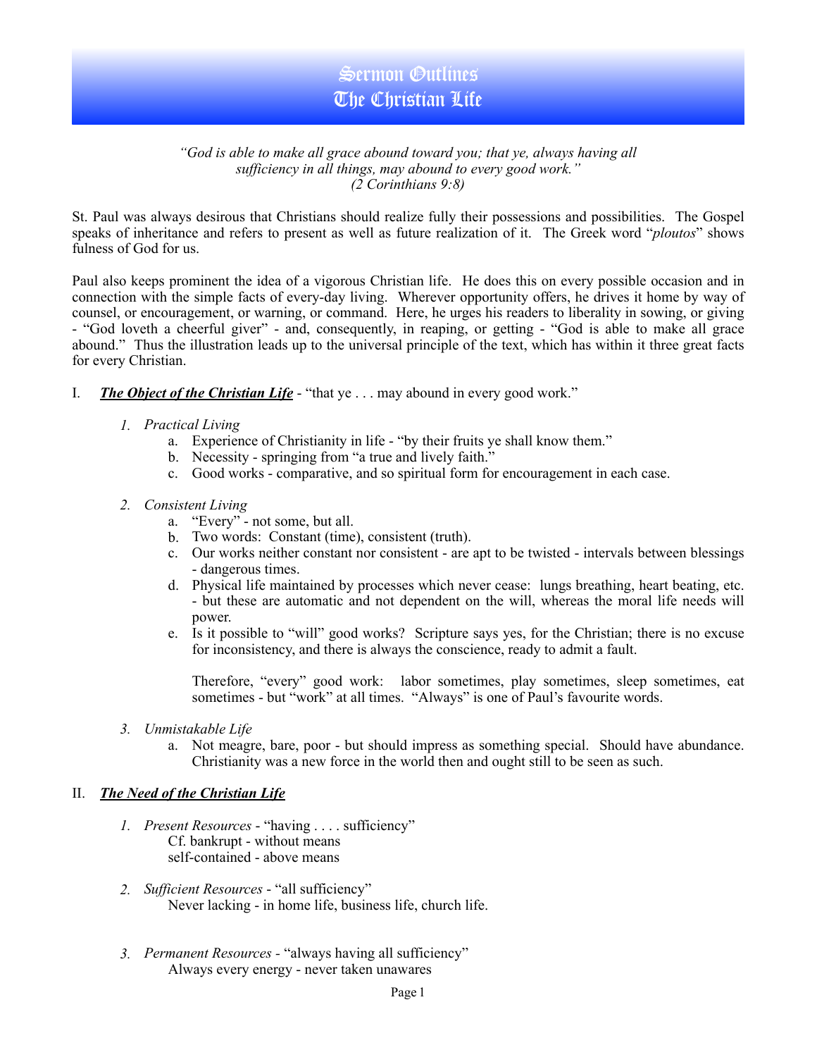# Sermon Outlines
# The Christian Life

*"God is able to make all grace abound toward you; that ye, always having all sufficiency in all things, may abound to every good work."*
*(2 Corinthians 9:8)*

St. Paul was always desirous that Christians should realize fully their possessions and possibilities. The Gospel speaks of inheritance and refers to present as well as future realization of it. The Greek word "*ploutos*" shows fulness of God for us.

Paul also keeps prominent the idea of a vigorous Christian life. He does this on every possible occasion and in connection with the simple facts of every-day living. Wherever opportunity offers, he drives it home by way of counsel, or encouragement, or warning, or command. Here, he urges his readers to liberality in sowing, or giving - "God loveth a cheerful giver" - and, consequently, in reaping, or getting - "God is able to make all grace abound." Thus the illustration leads up to the universal principle of the text, which has within it three great facts for every Christian.

I. ***The Object of the Christian Life*** - "that ye . . . may abound in every good work."

1. *Practical Living*
   a. Experience of Christianity in life - "by their fruits ye shall know them."
   b. Necessity - springing from "a true and lively faith."
   c. Good works - comparative, and so spiritual form for encouragement in each case.

2. *Consistent Living*
   a. "Every" - not some, but all.
   b. Two words: Constant (time), consistent (truth).
   c. Our works neither constant nor consistent - are apt to be twisted - intervals between blessings - dangerous times.
   d. Physical life maintained by processes which never cease: lungs breathing, heart beating, etc. - but these are automatic and not dependent on the will, whereas the moral life needs will power.
   e. Is it possible to "will" good works? Scripture says yes, for the Christian; there is no excuse for inconsistency, and there is always the conscience, ready to admit a fault.

   Therefore, "every" good work: labor sometimes, play sometimes, sleep sometimes, eat sometimes - but "work" at all times. "Always" is one of Paul's favourite words.

3. *Unmistakable Life*
   a. Not meagre, bare, poor - but should impress as something special. Should have abundance. Christianity was a new force in the world then and ought still to be seen as such.

II. ***The Need of the Christian Life***

1. *Present Resources* - "having . . . . sufficiency"
   Cf. bankrupt - without means
   self-contained - above means

2. *Sufficient Resources* - "all sufficiency"
   Never lacking - in home life, business life, church life.

3. *Permanent Resources* - "always having all sufficiency"
   Always every energy - never taken unawares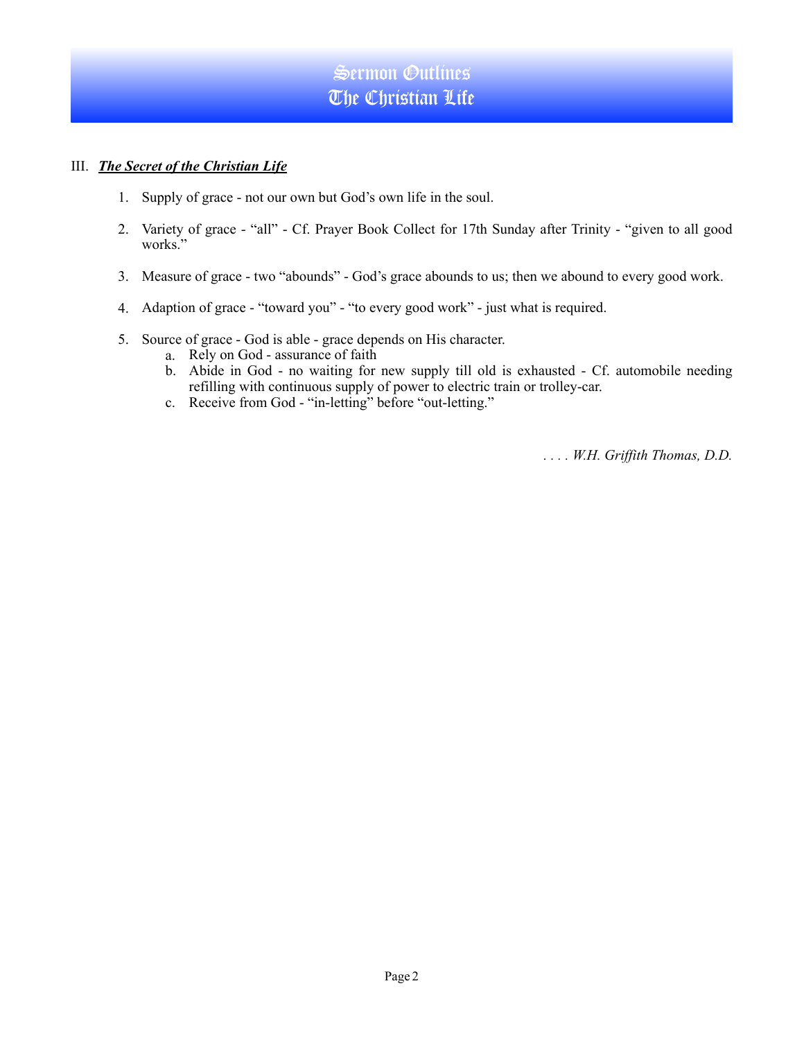III. ***The Secret of the Christian Life***

1. Supply of grace - not our own but God's own life in the soul.

2. Variety of grace - "all" - Cf. Prayer Book Collect for 17th Sunday after Trinity - "given to all good works."

3. Measure of grace - two "abounds" - God's grace abounds to us; then we abound to every good work.

4. Adaption of grace - "toward you" - "to every good work" - just what is required.

5. Source of grace - God is able - grace depends on His character.
   a. Rely on God - assurance of faith
   b. Abide in God - no waiting for new supply till old is exhausted - Cf. automobile needing refilling with continuous supply of power to electric train or trolley-car.
   c. Receive from God - "in-letting" before "out-letting."

*. . . . W.H. Griffith Thomas, D.D.*